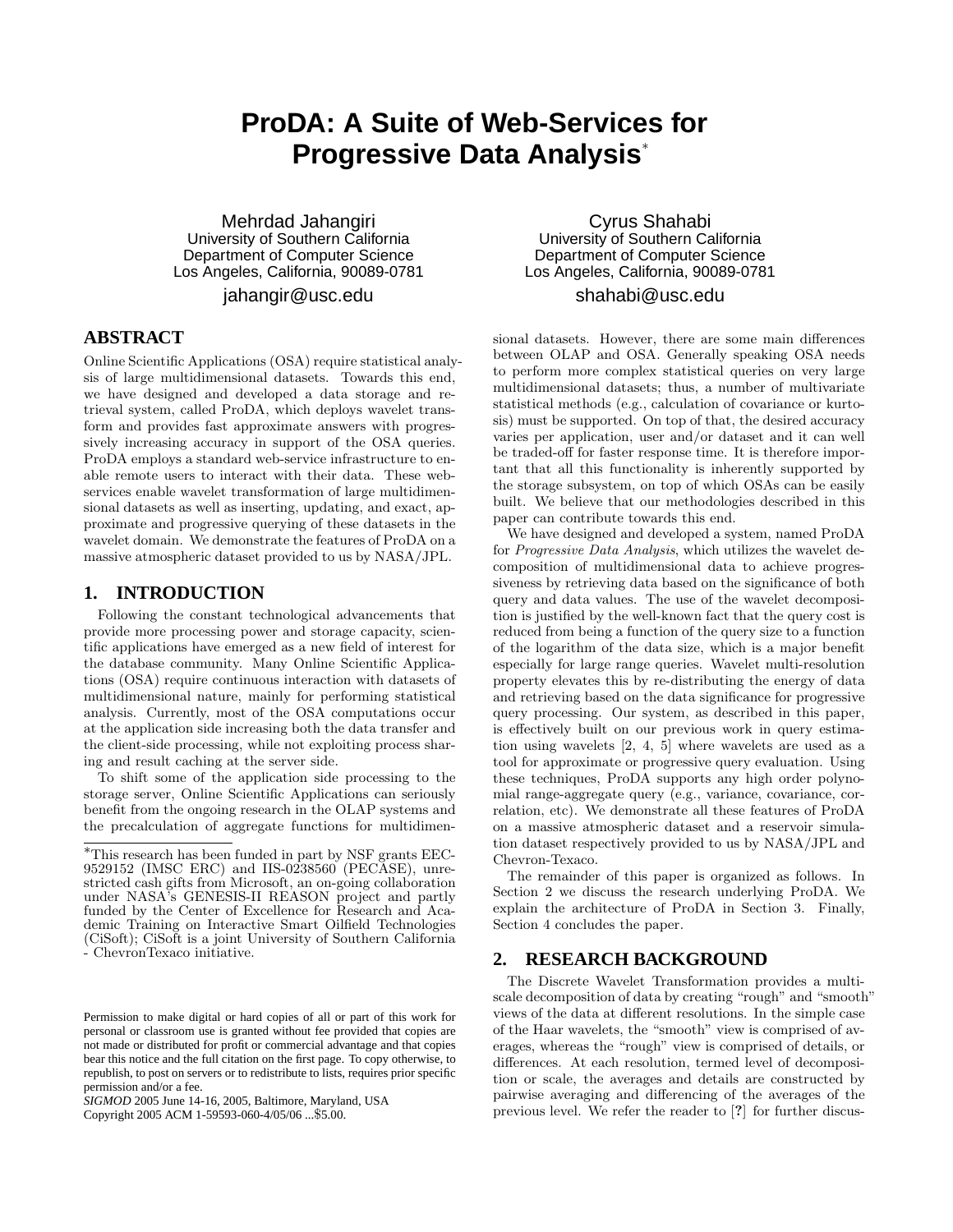# ProDA: A Suite of Web-Services for Progressive Data Analysis*

Mehrdad Jahangiri
University of Southern California
Department of Computer Science
Los Angeles, California, 90089-0781
jahangir@usc.edu

Cyrus Shahabi
University of Southern California
Department of Computer Science
Los Angeles, California, 90089-0781
shahabi@usc.edu

## ABSTRACT

Online Scientific Applications (OSA) require statistical analysis of large multidimensional datasets. Towards this end, we have designed and developed a data storage and retrieval system, called ProDA, which deploys wavelet transform and provides fast approximate answers with progressively increasing accuracy in support of the OSA queries. ProDA employs a standard web-service infrastructure to enable remote users to interact with their data. These web-services enable wavelet transformation of large multidimensional datasets as well as inserting, updating, and exact, approximate and progressive querying of these datasets in the wavelet domain. We demonstrate the features of ProDA on a massive atmospheric dataset provided to us by NASA/JPL.

## 1. INTRODUCTION

Following the constant technological advancements that provide more processing power and storage capacity, scientific applications have emerged as a new field of interest for the database community. Many Online Scientific Applications (OSA) require continuous interaction with datasets of multidimensional nature, mainly for performing statistical analysis. Currently, most of the OSA computations occur at the application side increasing both the data transfer and the client-side processing, while not exploiting process sharing and result caching at the server side.

To shift some of the application side processing to the storage server, Online Scientific Applications can seriously benefit from the ongoing research in the OLAP systems and the precalculation of aggregate functions for multidimensional datasets. However, there are some main differences between OLAP and OSA. Generally speaking OSA needs to perform more complex statistical queries on very large multidimensional datasets; thus, a number of multivariate statistical methods (e.g., calculation of covariance or kurtosis) must be supported. On top of that, the desired accuracy varies per application, user and/or dataset and it can well be traded-off for faster response time. It is therefore important that all this functionality is inherently supported by the storage subsystem, on top of which OSAs can be easily built. We believe that our methodologies described in this paper can contribute towards this end.

We have designed and developed a system, named ProDA for *Progressive Data Analysis*, which utilizes the wavelet decomposition of multidimensional data to achieve progressiveness by retrieving data based on the significance of both query and data values. The use of the wavelet decomposition is justified by the well-known fact that the query cost is reduced from being a function of the query size to a function of the logarithm of the data size, which is a major benefit especially for large range queries. Wavelet multi-resolution property elevates this by re-distributing the energy of data and retrieving based on the data significance for progressive query processing. Our system, as described in this paper, is effectively built on our previous work in query estimation using wavelets [2, 4, 5] where wavelets are used as a tool for approximate or progressive query evaluation. Using these techniques, ProDA supports any high order polynomial range-aggregate query (e.g., variance, covariance, correlation, etc). We demonstrate all these features of ProDA on a massive atmospheric dataset and a reservoir simulation dataset respectively provided to us by NASA/JPL and Chevron-Texaco.

The remainder of this paper is organized as follows. In Section 2 we discuss the research underlying ProDA. We explain the architecture of ProDA in Section 3. Finally, Section 4 concludes the paper.

## 2. RESEARCH BACKGROUND

The Discrete Wavelet Transformation provides a multi-scale decomposition of data by creating "rough" and "smooth" views of the data at different resolutions. In the simple case of the Haar wavelets, the "smooth" view is comprised of averages, whereas the "rough" view is comprised of details, or differences. At each resolution, termed level of decomposition or scale, the averages and details are constructed by pairwise averaging and differencing of the averages of the previous level. We refer the reader to [?] for further discus-

*This research has been funded in part by NSF grants EEC-9529152 (IMSC ERC) and IIS-0238560 (PECASE), unrestricted cash gifts from Microsoft, an on-going collaboration under NASA's GENESIS-II REASON project and partly funded by the Center of Excellence for Research and Academic Training on Interactive Smart Oilfield Technologies (CiSoft); CiSoft is a joint University of Southern California - ChevronTexaco initiative.

Permission to make digital or hard copies of all or part of this work for personal or classroom use is granted without fee provided that copies are not made or distributed for profit or commercial advantage and that copies bear this notice and the full citation on the first page. To copy otherwise, to republish, to post on servers or to redistribute to lists, requires prior specific permission and/or a fee.
*SIGMOD* 2005 June 14-16, 2005, Baltimore, Maryland, USA
Copyright 2005 ACM 1-59593-060-4/05/06 ...$5.00.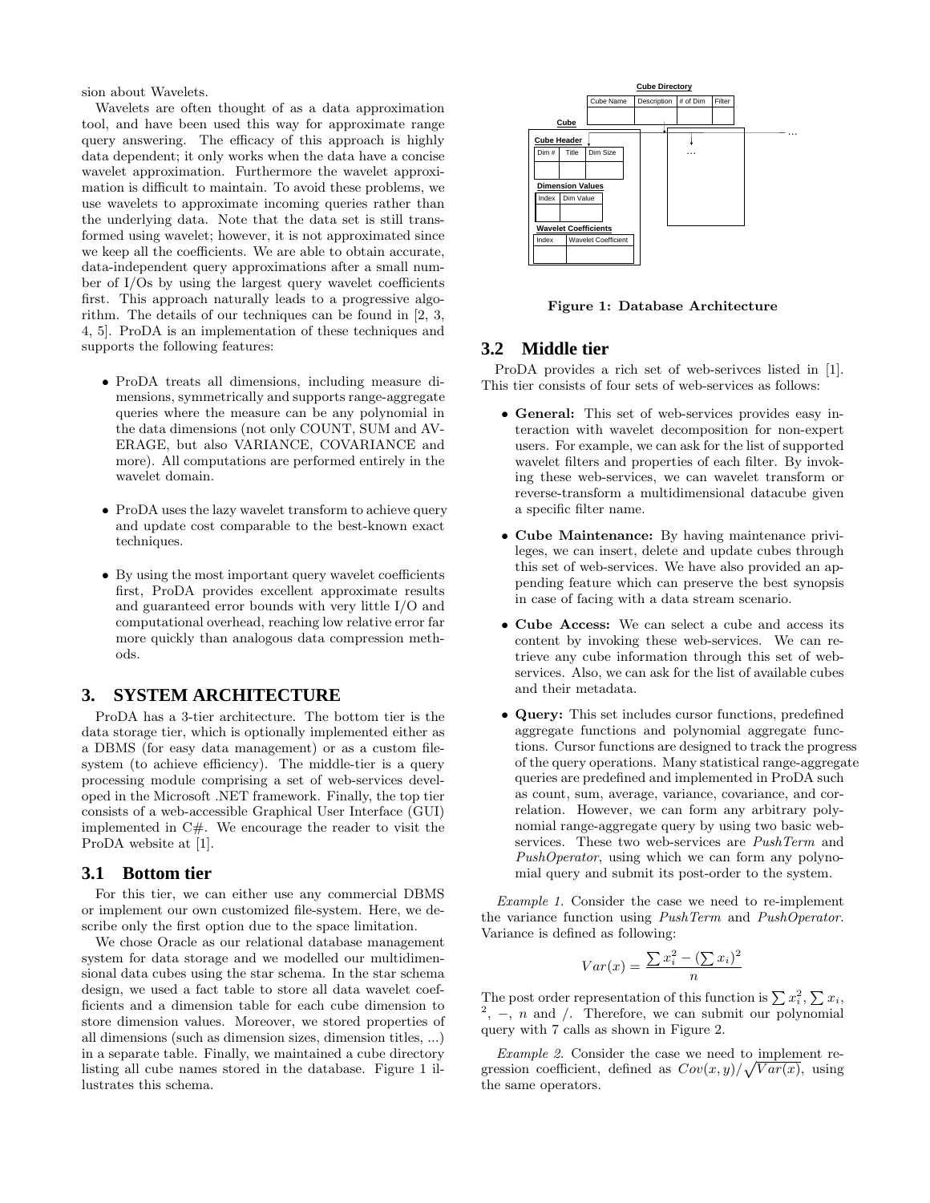sion about Wavelets.

Wavelets are often thought of as a data approximation tool, and have been used this way for approximate range query answering. The efficacy of this approach is highly data dependent; it only works when the data have a concise wavelet approximation. Furthermore the wavelet approximation is difficult to maintain. To avoid these problems, we use wavelets to approximate incoming queries rather than the underlying data. Note that the data set is still transformed using wavelet; however, it is not approximated since we keep all the coefficients. We are able to obtain accurate, data-independent query approximations after a small number of I/Os by using the largest query wavelet coefficients first. This approach naturally leads to a progressive algorithm. The details of our techniques can be found in [2, 3, 4, 5]. ProDA is an implementation of these techniques and supports the following features:

- ProDA treats all dimensions, including measure dimensions, symmetrically and supports range-aggregate queries where the measure can be any polynomial in the data dimensions (not only COUNT, SUM and AVERAGE, but also VARIANCE, COVARIANCE and more). All computations are performed entirely in the wavelet domain.

- ProDA uses the lazy wavelet transform to achieve query and update cost comparable to the best-known exact techniques.

- By using the most important query wavelet coefficients first, ProDA provides excellent approximate results and guaranteed error bounds with very little I/O and computational overhead, reaching low relative error far more quickly than analogous data compression methods.

## 3. SYSTEM ARCHITECTURE

ProDA has a 3-tier architecture. The bottom tier is the data storage tier, which is optionally implemented either as a DBMS (for easy data management) or as a custom file-system (to achieve efficiency). The middle-tier is a query processing module comprising a set of web-services developed in the Microsoft .NET framework. Finally, the top tier consists of a web-accessible Graphical User Interface (GUI) implemented in C#. We encourage the reader to visit the ProDA website at [1].

### 3.1 Bottom tier

For this tier, we can either use any commercial DBMS or implement our own customized file-system. Here, we describe only the first option due to the space limitation.

We chose Oracle as our relational database management system for data storage and we modelled our multidimensional data cubes using the star schema. In the star schema design, we used a fact table to store all data wavelet coefficients and a dimension table for each cube dimension to store dimension values. Moreover, we stored properties of all dimensions (such as dimension sizes, dimension titles, ...) in a separate table. Finally, we maintained a cube directory listing all cube names stored in the database. Figure 1 illustrates this schema.

**Cube Directory**

| Cube Name | Description | # of Dim | Filter |
|---|---|---|---|
| | | | |

**Cube**

**Cube Header**

| Dim # | Title | Dim Size |
|---|---|---|
| | | |

**Dimension Values**

| Index | Dim Value |
|---|---|
| | |

**Wavelet Coefficients**

| Index | Wavelet Coefficient |
|---|---|
| | |

**Figure 1: Database Architecture**

### 3.2 Middle tier

ProDA provides a rich set of web-serivces listed in [1]. This tier consists of four sets of web-services as follows:

- **General:** This set of web-services provides easy interaction with wavelet decomposition for non-expert users. For example, we can ask for the list of supported wavelet filters and properties of each filter. By invoking these web-services, we can wavelet transform or reverse-transform a multidimensional datacube given a specific filter name.

- **Cube Maintenance:** By having maintenance privileges, we can insert, delete and update cubes through this set of web-services. We have also provided an appending feature which can preserve the best synopsis in case of facing with a data stream scenario.

- **Cube Access:** We can select a cube and access its content by invoking these web-services. We can retrieve any cube information through this set of web-services. Also, we can ask for the list of available cubes and their metadata.

- **Query:** This set includes cursor functions, predefined aggregate functions and polynomial aggregate functions. Cursor functions are designed to track the progress of the query operations. Many statistical range-aggregate queries are predefined and implemented in ProDA such as count, sum, average, variance, covariance, and correlation. However, we can form any arbitrary polynomial range-aggregate query by using two basic web-services. These two web-services are *PushTerm* and *PushOperator*, using which we can form any polynomial query and submit its post-order to the system.

*Example 1.* Consider the case we need to re-implement the variance function using *PushTerm* and *PushOperator*. Variance is defined as following:

$$Var(x) = \frac{\sum x_i^2 - (\sum x_i)^2}{n}$$

The post order representation of this function is $\sum x_i^2$, $\sum x_i$, $^2$, $-$, $n$ and $/$. Therefore, we can submit our polynomial query with 7 calls as shown in Figure 2.

*Example 2.* Consider the case we need to implement regression coefficient, defined as $Cov(x,y)/\sqrt{Var(x)}$, using the same operators.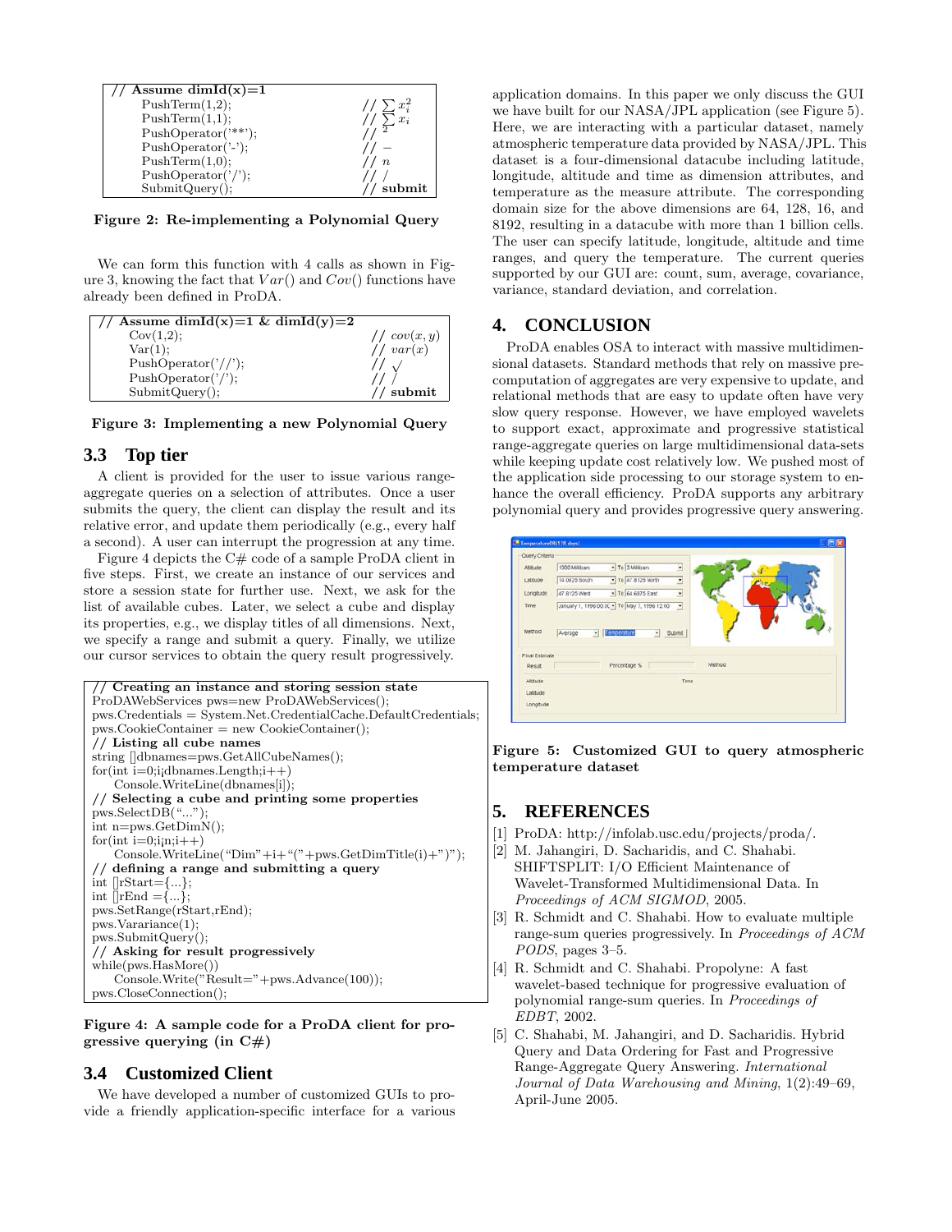```
// Assume dimId(x)=1
    PushTerm(1,2);                  // ∑ x_i^2
    PushTerm(1,1);                  // ∑ x_i
    PushOperator('**');             // ^2
    PushOperator('-');              // −
    PushTerm(1,0);                  // n
    PushOperator('/');              // /
    SubmitQuery();                  // submit
```

**Figure 2: Re-implementing a Polynomial Query**

We can form this function with 4 calls as shown in Figure 3, knowing the fact that $Var()$ and $Cov()$ functions have already been defined in ProDA.

```
// Assume dimId(x)=1 & dimId(y)=2
    Cov(1,2);                       // cov(x, y)
    Var(1);                         // var(x)
    PushOperator('//');             // √
    PushOperator('/');              // /
    SubmitQuery();                  // submit
```

**Figure 3: Implementing a new Polynomial Query**

## 3.3 Top tier

A client is provided for the user to issue various range-aggregate queries on a selection of attributes. Once a user submits the query, the client can display the result and its relative error, and update them periodically (e.g., every half a second). A user can interrupt the progression at any time.

Figure 4 depicts the C# code of a sample ProDA client in five steps. First, we create an instance of our services and store a session state for further use. Next, we ask for the list of available cubes. Later, we select a cube and display its properties, e.g., we display titles of all dimensions. Next, we specify a range and submit a query. Finally, we utilize our cursor services to obtain the query result progressively.

```
// Creating an instance and storing session state
ProDAWebServices pws=new ProDAWebServices();
pws.Credentials = System.Net.CredentialCache.DefaultCredentials;
pws.CookieContainer = new CookieContainer();
// Listing all cube names
string []dbnames=pws.GetAllCubeNames();
for(int i=0;i<dbnames.Length;i++)
    Console.WriteLine(dbnames[i]);
// Selecting a cube and printing some properties
pws.SelectDB("...");
int n=pws.GetDimN();
for(int i=0;i<n;i++)
    Console.WriteLine("Dim"+i+"("+pws.GetDimTitle(i)+")");
// defining a range and submitting a query
int []rStart={...};
int []rEnd ={...};
pws.SetRange(rStart,rEnd);
pws.Varariance(1);
pws.SubmitQuery();
// Asking for result progressively
while(pws.HasMore())
    Console.Write("Result="+pws.Advance(100));
pws.CloseConnection();
```

**Figure 4: A sample code for a ProDA client for progressive querying (in C#)**

## 3.4 Customized Client

We have developed a number of customized GUIs to provide a friendly application-specific interface for a various application domains. In this paper we only discuss the GUI we have built for our NASA/JPL application (see Figure 5). Here, we are interacting with a particular dataset, namely atmospheric temperature data provided by NASA/JPL. This dataset is a four-dimensional datacube including latitude, longitude, altitude and time as dimension attributes, and temperature as the measure attribute. The corresponding domain size for the above dimensions are 64, 128, 16, and 8192, resulting in a datacube with more than 1 billion cells. The user can specify latitude, longitude, altitude and time ranges, and query the temperature. The current queries supported by our GUI are: count, sum, average, covariance, variance, standard deviation, and correlation.

# 4. CONCLUSION

ProDA enables OSA to interact with massive multidimensional datasets. Standard methods that rely on massive precomputation of aggregates are very expensive to update, and relational methods that are easy to update often have very slow query response. However, we have employed wavelets to support exact, approximate and progressive statistical range-aggregate queries on large multidimensional data-sets while keeping update cost relatively low. We pushed most of the application side processing to our storage system to enhance the overall efficiency. ProDA supports any arbitrary polynomial query and provides progressive query answering.

**Figure 5: Customized GUI to query atmospheric temperature dataset**

# 5. REFERENCES

[1] ProDA: http://infolab.usc.edu/projects/proda/.

[2] M. Jahangiri, D. Sacharidis, and C. Shahabi. SHIFTSPLIT: I/O Efficient Maintenance of Wavelet-Transformed Multidimensional Data. In *Proceedings of ACM SIGMOD*, 2005.

[3] R. Schmidt and C. Shahabi. How to evaluate multiple range-sum queries progressively. In *Proceedings of ACM PODS*, pages 3–5.

[4] R. Schmidt and C. Shahabi. Propolyne: A fast wavelet-based technique for progressive evaluation of polynomial range-sum queries. In *Proceedings of EDBT*, 2002.

[5] C. Shahabi, M. Jahangiri, and D. Sacharidis. Hybrid Query and Data Ordering for Fast and Progressive Range-Aggregate Query Answering. *International Journal of Data Warehousing and Mining*, 1(2):49–69, April-June 2005.